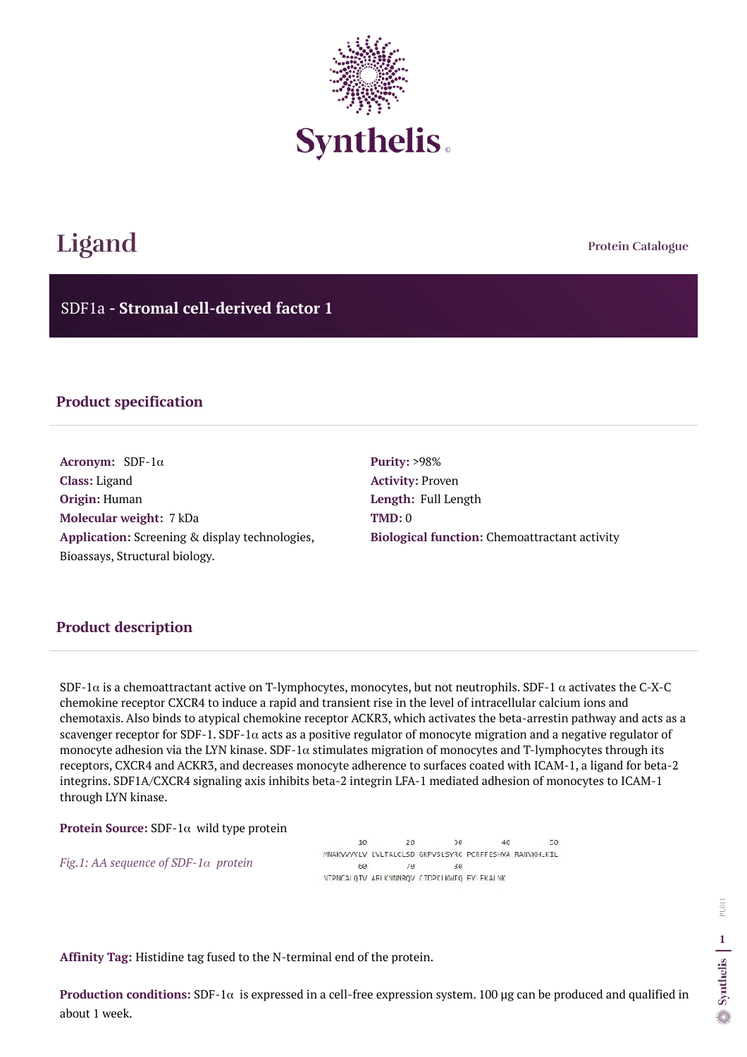# Ligand

Protein Catalogue

## SDF1a - **Stromal cell-derived factor 1**

### Product specification

**Acronym:** SDF-1α
**Class:** Ligand
**Origin:** Human
**Molecular weight:** 7 kDa
**Application:** Screening & display technologies, Bioassays, Structural biology.

**Purity:** >98%
**Activity:** Proven
**Length:** Full Length
**TMD:** 0
**Biological function:** Chemoattractant activity

### Product description

SDF-1α is a chemoattractant active on T-lymphocytes, monocytes, but not neutrophils. SDF-1 α activates the C-X-C chemokine receptor CXCR4 to induce a rapid and transient rise in the level of intracellular calcium ions and chemotaxis. Also binds to atypical chemokine receptor ACKR3, which activates the beta-arrestin pathway and acts as a scavenger receptor for SDF-1. SDF-1α acts as a positive regulator of monocyte migration and a negative regulator of monocyte adhesion via the LYN kinase. SDF-1α stimulates migration of monocytes and T-lymphocytes through its receptors, CXCR4 and ACKR3, and decreases monocyte adherence to surfaces coated with ICAM-1, a ligand for beta-2 integrins. SDF1A/CXCR4 signaling axis inhibits beta-2 integrin LFA-1 mediated adhesion of monocytes to ICAM-1 through LYN kinase.

**Protein Source:** SDF-1α wild type protein

*Fig.1: AA sequence of SDF-1α protein*

```
        10         20         30         40         50
MNAKVVVVLV LVLTALCLSD GKPVSLSYRC PCRFFESHVA RANVKHLKIL
        60         70         80
NTPNCALQIV ARLKNNNRQV CIDPKLKWIQ EYLEKALNK
```

**Affinity Tag:** Histidine tag fused to the N-terminal end of the protein.

**Production conditions:** SDF-1α is expressed in a cell-free expression system. 100 µg can be produced and qualified in about 1 week.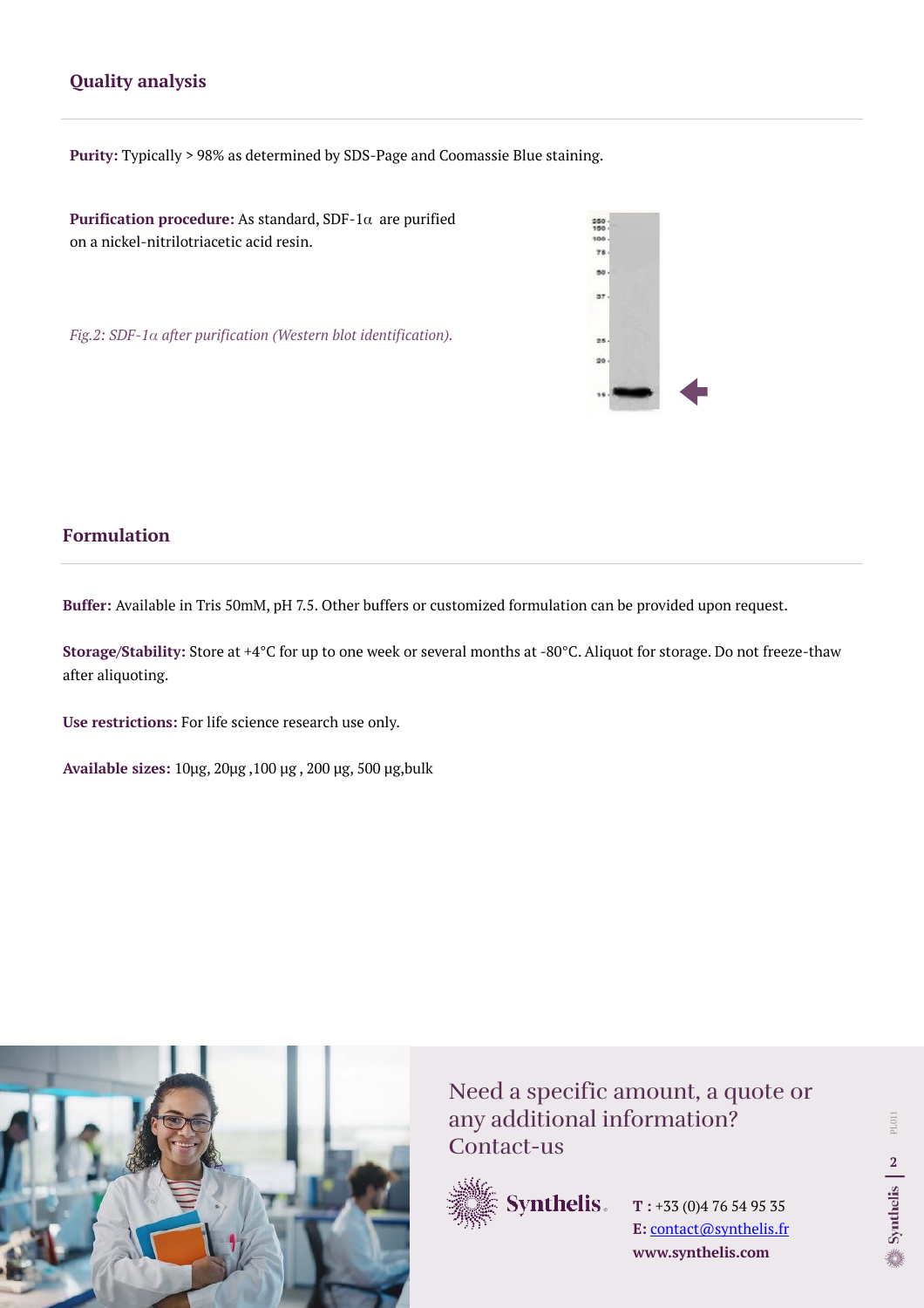## Quality analysis

**Purity:** Typically > 98% as determined by SDS-Page and Coomassie Blue staining.

**Purification procedure:** As standard, SDF-1α are purified on a nickel-nitrilotriacetic acid resin.

*Fig.2: SDF-1α after purification (Western blot identification).*

250
150
100
75
50
37
25
20
15

## Formulation

**Buffer:** Available in Tris 50mM, pH 7.5. Other buffers or customized formulation can be provided upon request.

**Storage/Stability:** Store at +4°C for up to one week or several months at -80°C. Aliquot for storage. Do not freeze-thaw after aliquoting.

**Use restrictions:** For life science research use only.

**Available sizes:** 10µg, 20µg ,100 µg , 200 µg, 500 µg,bulk

Need a specific amount, a quote or any additional information? Contact-us

Synthelis

**T :** +33 (0)4 76 54 95 35
**E:** contact@synthelis.fr
**www.synthelis.com**